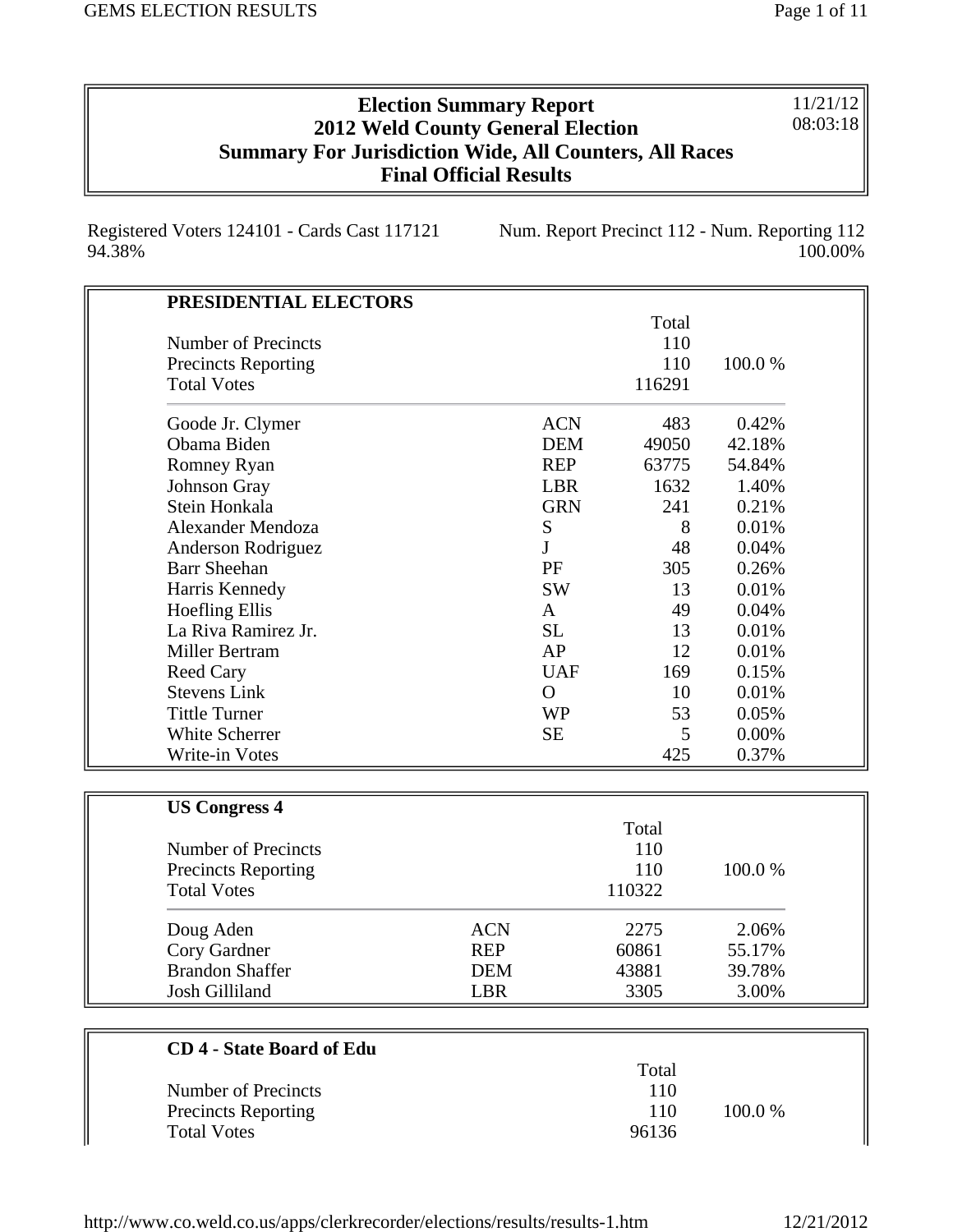# Election Summary Report
## 2012 Weld County General Election
## Summary For Jurisdiction Wide, All Counters, All Races
## Final Official Results

11/21/12
08:03:18

Registered Voters 124101 - Cards Cast 117121 94.38%

Num. Report Precinct 112 - Num. Reporting 112 100.00%

### PRESIDENTIAL ELECTORS

| | | Total | |
|---|---|---|---|
| Number of Precincts | | 110 | |
| Precincts Reporting | | 110 | 100.0 % |
| Total Votes | | 116291 | |
| Goode Jr. Clymer | ACN | 483 | 0.42% |
| Obama Biden | DEM | 49050 | 42.18% |
| Romney Ryan | REP | 63775 | 54.84% |
| Johnson Gray | LBR | 1632 | 1.40% |
| Stein Honkala | GRN | 241 | 0.21% |
| Alexander Mendoza | S | 8 | 0.01% |
| Anderson Rodriguez | J | 48 | 0.04% |
| Barr Sheehan | PF | 305 | 0.26% |
| Harris Kennedy | SW | 13 | 0.01% |
| Hoefling Ellis | A | 49 | 0.04% |
| La Riva Ramirez Jr. | SL | 13 | 0.01% |
| Miller Bertram | AP | 12 | 0.01% |
| Reed Cary | UAF | 169 | 0.15% |
| Stevens Link | O | 10 | 0.01% |
| Tittle Turner | WP | 53 | 0.05% |
| White Scherrer | SE | 5 | 0.00% |
| Write-in Votes | | 425 | 0.37% |

### US Congress 4

| | | Total | |
|---|---|---|---|
| Number of Precincts | | 110 | |
| Precincts Reporting | | 110 | 100.0 % |
| Total Votes | | 110322 | |
| Doug Aden | ACN | 2275 | 2.06% |
| Cory Gardner | REP | 60861 | 55.17% |
| Brandon Shaffer | DEM | 43881 | 39.78% |
| Josh Gilliland | LBR | 3305 | 3.00% |

### CD 4 - State Board of Edu

| | | Total | |
|---|---|---|---|
| Number of Precincts | | 110 | |
| Precincts Reporting | | 110 | 100.0 % |
| Total Votes | | 96136 | |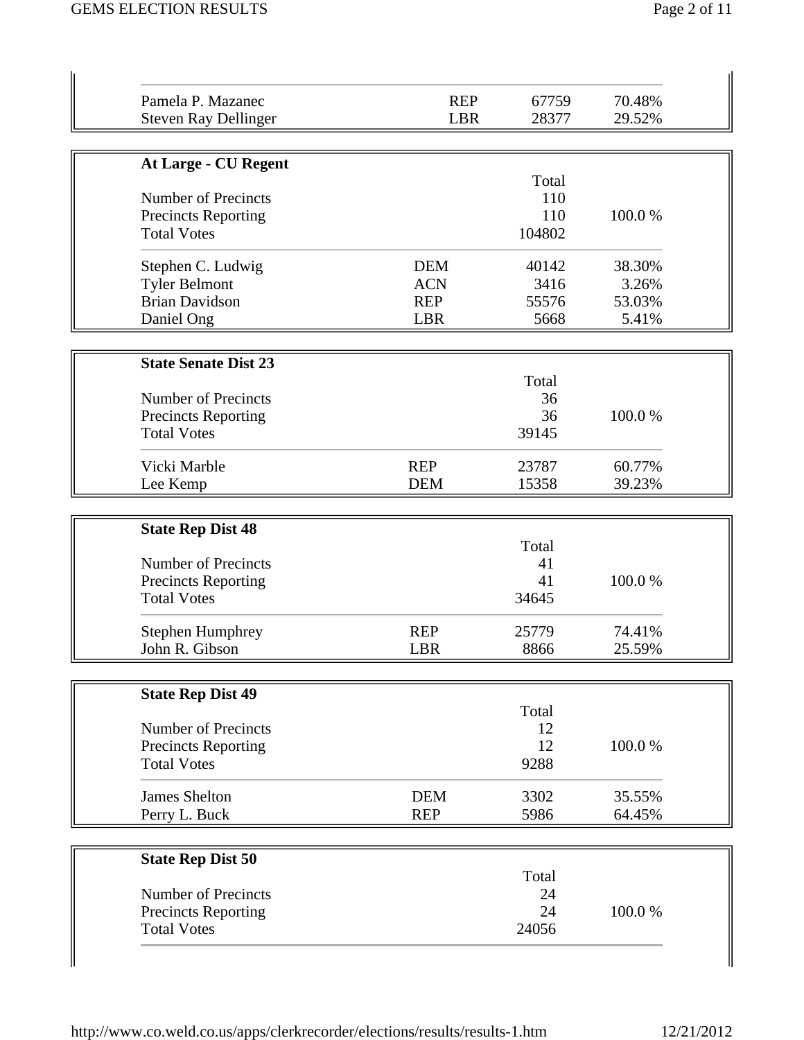| | | | |
|---|---|---|---|
| Pamela P. Mazanec | REP | 67759 | 70.48% |
| Steven Ray Dellinger | LBR | 28377 | 29.52% |

**At Large - CU Regent**

| | | Total | |
|---|---|---|---|
| Number of Precincts | | 110 | |
| Precincts Reporting | | 110 | 100.0 % |
| Total Votes | | 104802 | |
| Stephen C. Ludwig | DEM | 40142 | 38.30% |
| Tyler Belmont | ACN | 3416 | 3.26% |
| Brian Davidson | REP | 55576 | 53.03% |
| Daniel Ong | LBR | 5668 | 5.41% |

**State Senate Dist 23**

| | | Total | |
|---|---|---|---|
| Number of Precincts | | 36 | |
| Precincts Reporting | | 36 | 100.0 % |
| Total Votes | | 39145 | |
| Vicki Marble | REP | 23787 | 60.77% |
| Lee Kemp | DEM | 15358 | 39.23% |

**State Rep Dist 48**

| | | Total | |
|---|---|---|---|
| Number of Precincts | | 41 | |
| Precincts Reporting | | 41 | 100.0 % |
| Total Votes | | 34645 | |
| Stephen Humphrey | REP | 25779 | 74.41% |
| John R. Gibson | LBR | 8866 | 25.59% |

**State Rep Dist 49**

| | | Total | |
|---|---|---|---|
| Number of Precincts | | 12 | |
| Precincts Reporting | | 12 | 100.0 % |
| Total Votes | | 9288 | |
| James Shelton | DEM | 3302 | 35.55% |
| Perry L. Buck | REP | 5986 | 64.45% |

**State Rep Dist 50**

| | | Total | |
|---|---|---|---|
| Number of Precincts | | 24 | |
| Precincts Reporting | | 24 | 100.0 % |
| Total Votes | | 24056 | |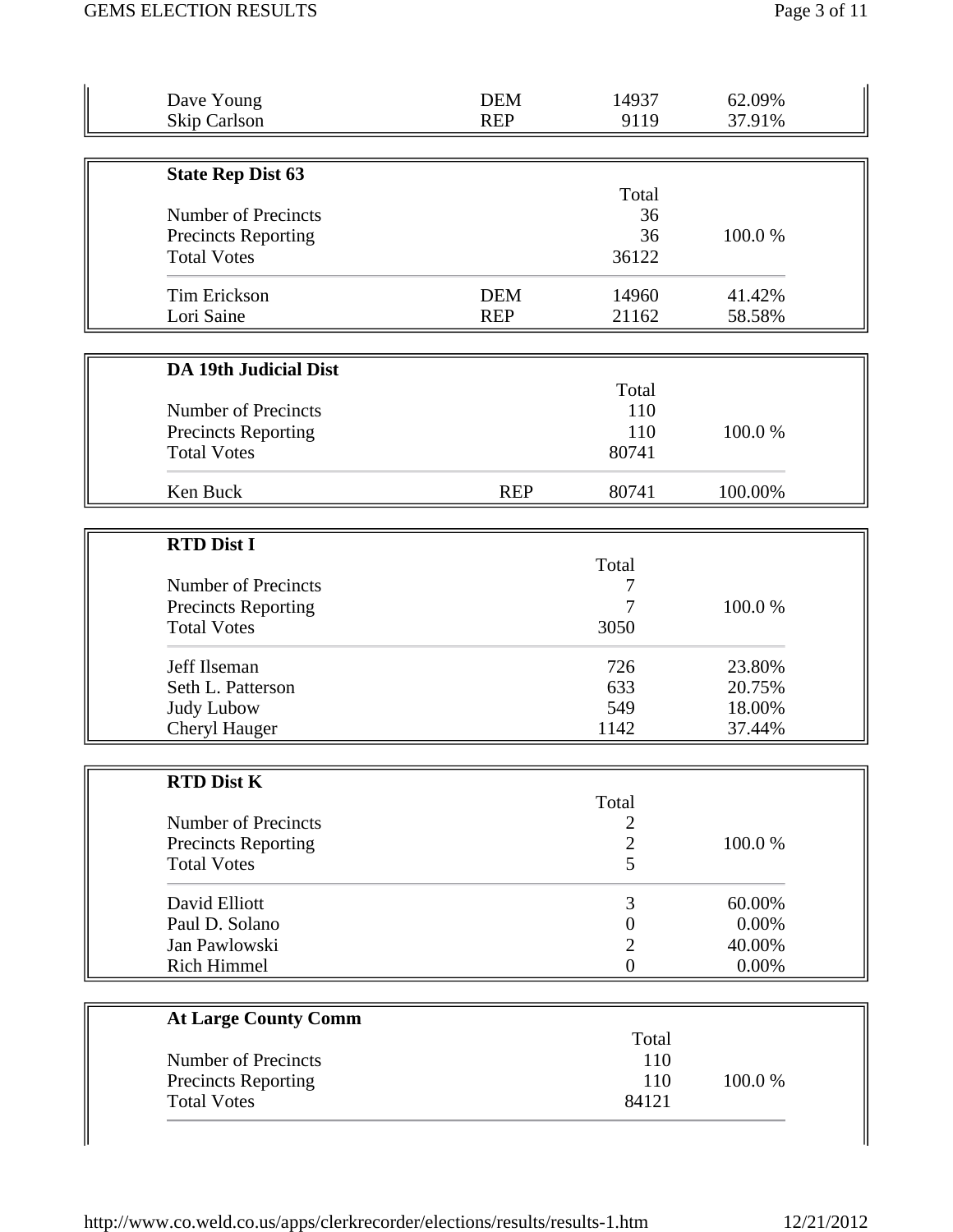| | | | |
|---|---|---|---|
| Dave Young | DEM | 14937 | 62.09% |
| Skip Carlson | REP | 9119 | 37.91% |

**State Rep Dist 63**

| | | Total | |
|---|---|---|---|
| Number of Precincts | | 36 | |
| Precincts Reporting | | 36 | 100.0 % |
| Total Votes | | 36122 | |
| Tim Erickson | DEM | 14960 | 41.42% |
| Lori Saine | REP | 21162 | 58.58% |

**DA 19th Judicial Dist**

| | | Total | |
|---|---|---|---|
| Number of Precincts | | 110 | |
| Precincts Reporting | | 110 | 100.0 % |
| Total Votes | | 80741 | |
| Ken Buck | REP | 80741 | 100.00% |

**RTD Dist I**

| | Total | |
|---|---|---|
| Number of Precincts | 7 | |
| Precincts Reporting | 7 | 100.0 % |
| Total Votes | 3050 | |
| Jeff Ilseman | 726 | 23.80% |
| Seth L. Patterson | 633 | 20.75% |
| Judy Lubow | 549 | 18.00% |
| Cheryl Hauger | 1142 | 37.44% |

**RTD Dist K**

| | Total | |
|---|---|---|
| Number of Precincts | 2 | |
| Precincts Reporting | 2 | 100.0 % |
| Total Votes | 5 | |
| David Elliott | 3 | 60.00% |
| Paul D. Solano | 0 | 0.00% |
| Jan Pawlowski | 2 | 40.00% |
| Rich Himmel | 0 | 0.00% |

**At Large County Comm**

| | Total | |
|---|---|---|
| Number of Precincts | 110 | |
| Precincts Reporting | 110 | 100.0 % |
| Total Votes | 84121 | |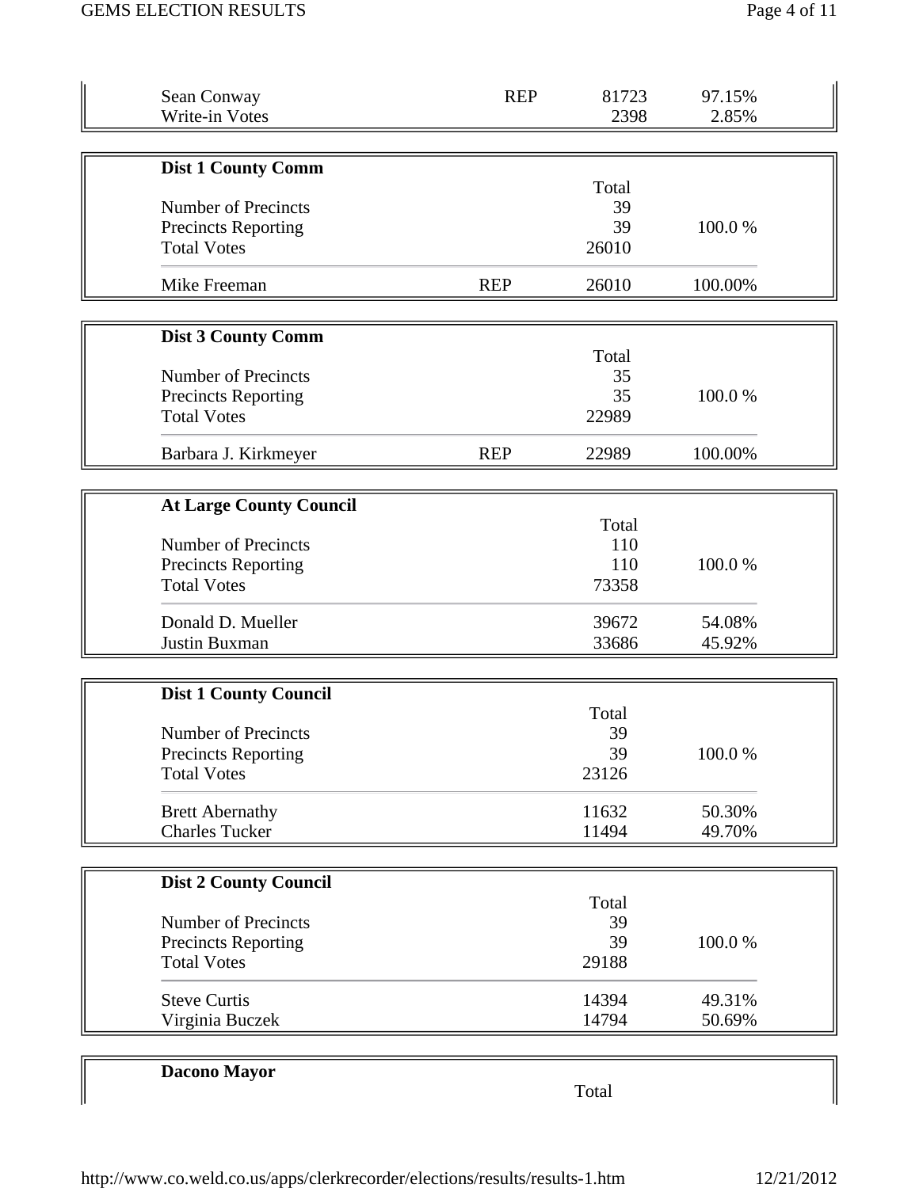| | | | |
|---|---|---|---|
| Sean Conway | REP | 81723 | 97.15% |
| Write-in Votes | | 2398 | 2.85% |

**Dist 1 County Comm**

| | | Total | |
|---|---|---|---|
| Number of Precincts | | 39 | |
| Precincts Reporting | | 39 | 100.0 % |
| Total Votes | | 26010 | |
| Mike Freeman | REP | 26010 | 100.00% |

**Dist 3 County Comm**

| | | Total | |
|---|---|---|---|
| Number of Precincts | | 35 | |
| Precincts Reporting | | 35 | 100.0 % |
| Total Votes | | 22989 | |
| Barbara J. Kirkmeyer | REP | 22989 | 100.00% |

**At Large County Council**

| | Total | |
|---|---|---|
| Number of Precincts | 110 | |
| Precincts Reporting | 110 | 100.0 % |
| Total Votes | 73358 | |
| Donald D. Mueller | 39672 | 54.08% |
| Justin Buxman | 33686 | 45.92% |

**Dist 1 County Council**

| | Total | |
|---|---|---|
| Number of Precincts | 39 | |
| Precincts Reporting | 39 | 100.0 % |
| Total Votes | 23126 | |
| Brett Abernathy | 11632 | 50.30% |
| Charles Tucker | 11494 | 49.70% |

**Dist 2 County Council**

| | Total | |
|---|---|---|
| Number of Precincts | 39 | |
| Precincts Reporting | 39 | 100.0 % |
| Total Votes | 29188 | |
| Steve Curtis | 14394 | 49.31% |
| Virginia Buczek | 14794 | 50.69% |

**Dacono Mayor**

| | Total |
|---|---|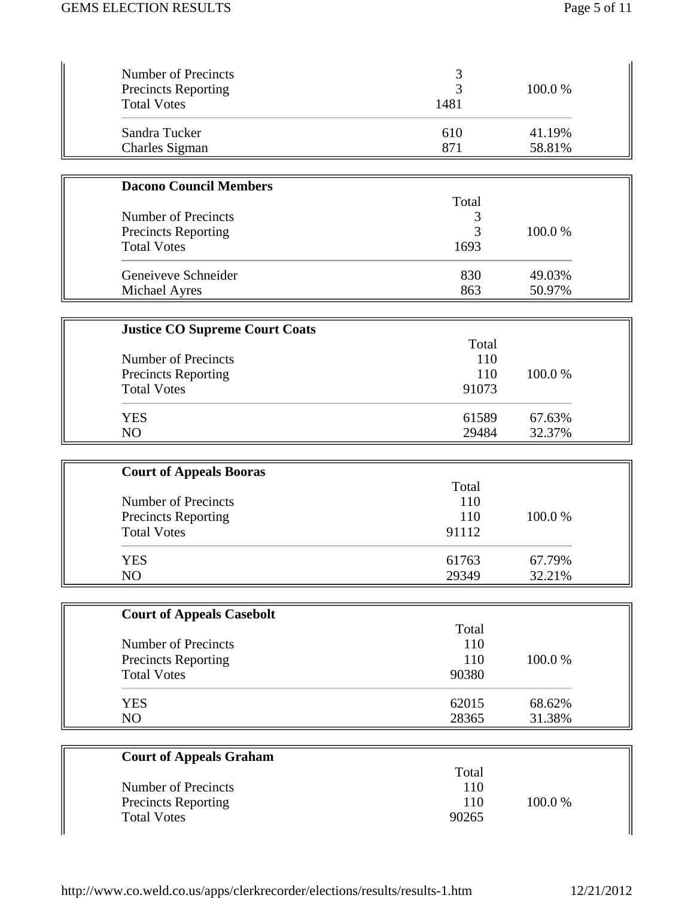| | | |
|---|---|---|
| Number of Precincts | 3 | |
| Precincts Reporting | 3 | 100.0 % |
| Total Votes | 1481 | |
| Sandra Tucker | 610 | 41.19% |
| Charles Sigman | 871 | 58.81% |

**Dacono Council Members**

| | Total | |
|---|---|---|
| Number of Precincts | 3 | |
| Precincts Reporting | 3 | 100.0 % |
| Total Votes | 1693 | |
| Geneiveve Schneider | 830 | 49.03% |
| Michael Ayres | 863 | 50.97% |

**Justice CO Supreme Court Coats**

| | Total | |
|---|---|---|
| Number of Precincts | 110 | |
| Precincts Reporting | 110 | 100.0 % |
| Total Votes | 91073 | |
| YES | 61589 | 67.63% |
| NO | 29484 | 32.37% |

**Court of Appeals Booras**

| | Total | |
|---|---|---|
| Number of Precincts | 110 | |
| Precincts Reporting | 110 | 100.0 % |
| Total Votes | 91112 | |
| YES | 61763 | 67.79% |
| NO | 29349 | 32.21% |

**Court of Appeals Casebolt**

| | Total | |
|---|---|---|
| Number of Precincts | 110 | |
| Precincts Reporting | 110 | 100.0 % |
| Total Votes | 90380 | |
| YES | 62015 | 68.62% |
| NO | 28365 | 31.38% |

**Court of Appeals Graham**

| | Total | |
|---|---|---|
| Number of Precincts | 110 | |
| Precincts Reporting | 110 | 100.0 % |
| Total Votes | 90265 | |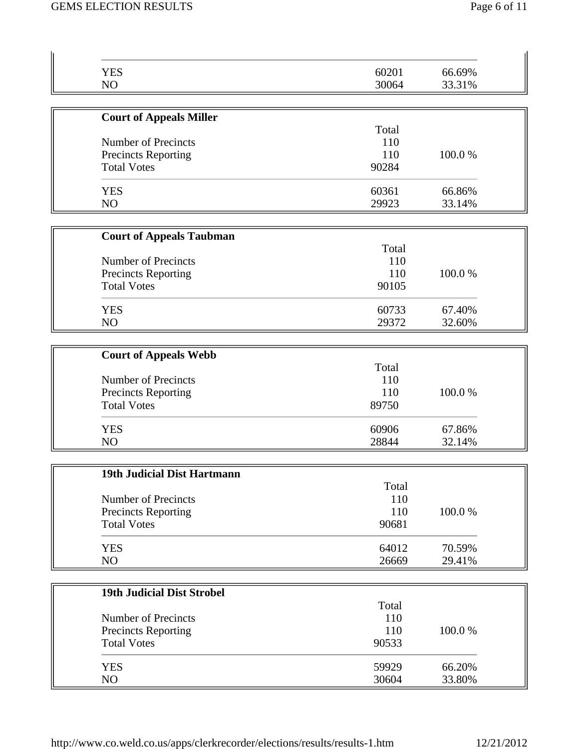| | | |
|---|---|---|
| YES | 60201 | 66.69% |
| NO | 30064 | 33.31% |

**Court of Appeals Miller**

| | Total | |
|---|---|---|
| Number of Precincts | 110 | |
| Precincts Reporting | 110 | 100.0 % |
| Total Votes | 90284 | |
| YES | 60361 | 66.86% |
| NO | 29923 | 33.14% |

**Court of Appeals Taubman**

| | Total | |
|---|---|---|
| Number of Precincts | 110 | |
| Precincts Reporting | 110 | 100.0 % |
| Total Votes | 90105 | |
| YES | 60733 | 67.40% |
| NO | 29372 | 32.60% |

**Court of Appeals Webb**

| | Total | |
|---|---|---|
| Number of Precincts | 110 | |
| Precincts Reporting | 110 | 100.0 % |
| Total Votes | 89750 | |
| YES | 60906 | 67.86% |
| NO | 28844 | 32.14% |

**19th Judicial Dist Hartmann**

| | Total | |
|---|---|---|
| Number of Precincts | 110 | |
| Precincts Reporting | 110 | 100.0 % |
| Total Votes | 90681 | |
| YES | 64012 | 70.59% |
| NO | 26669 | 29.41% |

**19th Judicial Dist Strobel**

| | Total | |
|---|---|---|
| Number of Precincts | 110 | |
| Precincts Reporting | 110 | 100.0 % |
| Total Votes | 90533 | |
| YES | 59929 | 66.20% |
| NO | 30604 | 33.80% |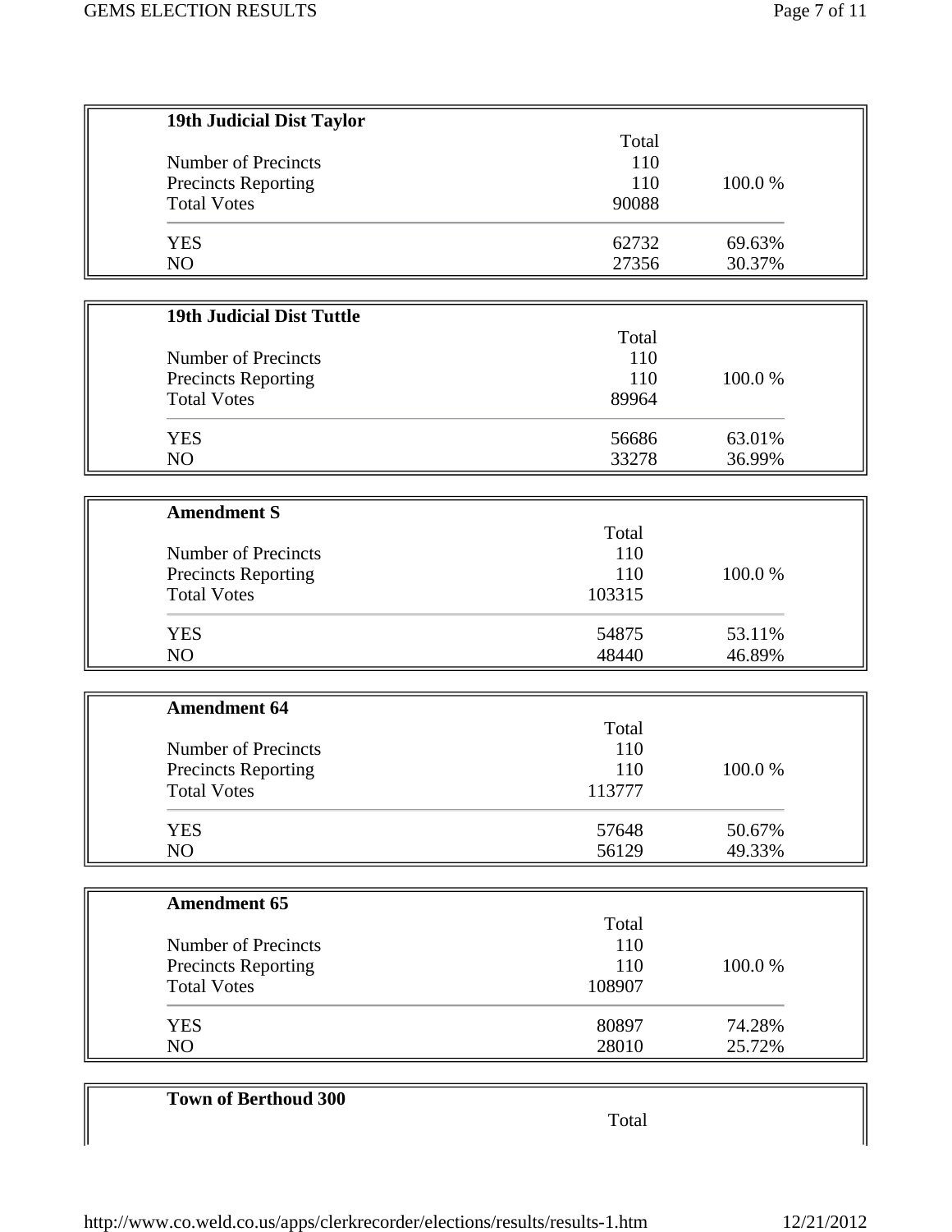### 19th Judicial Dist Taylor

| | Total | |
|---|---|---|
| Number of Precincts | 110 | |
| Precincts Reporting | 110 | 100.0 % |
| Total Votes | 90088 | |
| YES | 62732 | 69.63% |
| NO | 27356 | 30.37% |

### 19th Judicial Dist Tuttle

| | Total | |
|---|---|---|
| Number of Precincts | 110 | |
| Precincts Reporting | 110 | 100.0 % |
| Total Votes | 89964 | |
| YES | 56686 | 63.01% |
| NO | 33278 | 36.99% |

### Amendment S

| | Total | |
|---|---|---|
| Number of Precincts | 110 | |
| Precincts Reporting | 110 | 100.0 % |
| Total Votes | 103315 | |
| YES | 54875 | 53.11% |
| NO | 48440 | 46.89% |

### Amendment 64

| | Total | |
|---|---|---|
| Number of Precincts | 110 | |
| Precincts Reporting | 110 | 100.0 % |
| Total Votes | 113777 | |
| YES | 57648 | 50.67% |
| NO | 56129 | 49.33% |

### Amendment 65

| | Total | |
|---|---|---|
| Number of Precincts | 110 | |
| Precincts Reporting | 110 | 100.0 % |
| Total Votes | 108907 | |
| YES | 80897 | 74.28% |
| NO | 28010 | 25.72% |

### Town of Berthoud 300

| | Total | |
|---|---|---|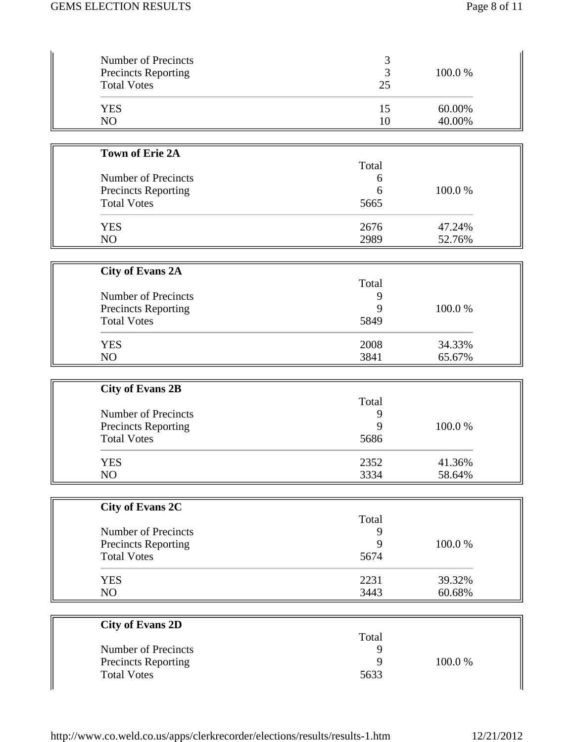| | | |
|---|---|---|
| Number of Precincts | 3 | |
| Precincts Reporting | 3 | 100.0 % |
| Total Votes | 25 | |
| YES | 15 | 60.00% |
| NO | 10 | 40.00% |

**Town of Erie 2A**

| | Total | |
|---|---|---|
| Number of Precincts | 6 | |
| Precincts Reporting | 6 | 100.0 % |
| Total Votes | 5665 | |
| YES | 2676 | 47.24% |
| NO | 2989 | 52.76% |

**City of Evans 2A**

| | Total | |
|---|---|---|
| Number of Precincts | 9 | |
| Precincts Reporting | 9 | 100.0 % |
| Total Votes | 5849 | |
| YES | 2008 | 34.33% |
| NO | 3841 | 65.67% |

**City of Evans 2B**

| | Total | |
|---|---|---|
| Number of Precincts | 9 | |
| Precincts Reporting | 9 | 100.0 % |
| Total Votes | 5686 | |
| YES | 2352 | 41.36% |
| NO | 3334 | 58.64% |

**City of Evans 2C**

| | Total | |
|---|---|---|
| Number of Precincts | 9 | |
| Precincts Reporting | 9 | 100.0 % |
| Total Votes | 5674 | |
| YES | 2231 | 39.32% |
| NO | 3443 | 60.68% |

**City of Evans 2D**

| | Total | |
|---|---|---|
| Number of Precincts | 9 | |
| Precincts Reporting | 9 | 100.0 % |
| Total Votes | 5633 | |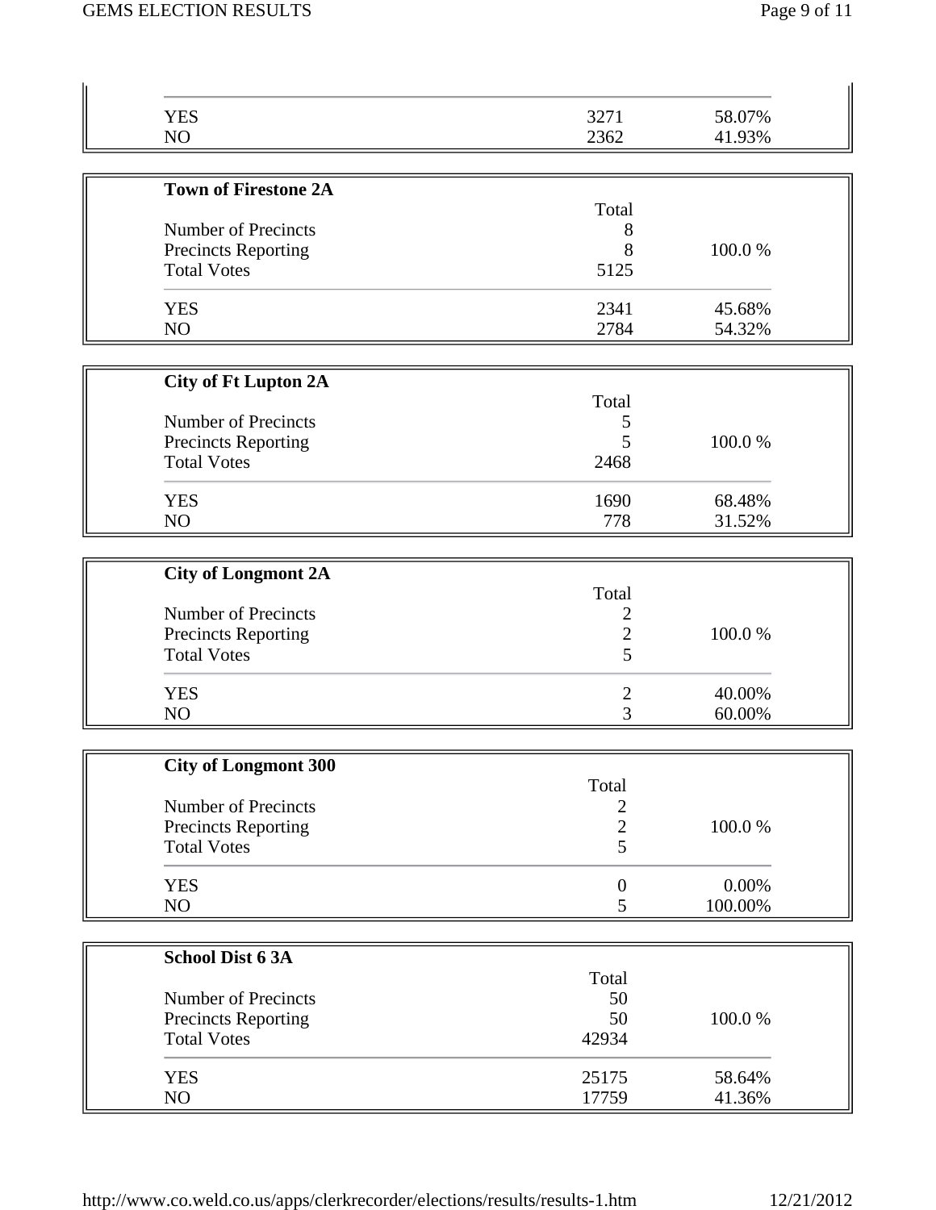| | | |
|---|---|---|
| YES | 3271 | 58.07% |
| NO | 2362 | 41.93% |

**Town of Firestone 2A**

| | Total | |
|---|---|---|
| Number of Precincts | 8 | |
| Precincts Reporting | 8 | 100.0 % |
| Total Votes | 5125 | |
| YES | 2341 | 45.68% |
| NO | 2784 | 54.32% |

**City of Ft Lupton 2A**

| | Total | |
|---|---|---|
| Number of Precincts | 5 | |
| Precincts Reporting | 5 | 100.0 % |
| Total Votes | 2468 | |
| YES | 1690 | 68.48% |
| NO | 778 | 31.52% |

**City of Longmont 2A**

| | Total | |
|---|---|---|
| Number of Precincts | 2 | |
| Precincts Reporting | 2 | 100.0 % |
| Total Votes | 5 | |
| YES | 2 | 40.00% |
| NO | 3 | 60.00% |

**City of Longmont 300**

| | Total | |
|---|---|---|
| Number of Precincts | 2 | |
| Precincts Reporting | 2 | 100.0 % |
| Total Votes | 5 | |
| YES | 0 | 0.00% |
| NO | 5 | 100.00% |

**School Dist 6 3A**

| | Total | |
|---|---|---|
| Number of Precincts | 50 | |
| Precincts Reporting | 50 | 100.0 % |
| Total Votes | 42934 | |
| YES | 25175 | 58.64% |
| NO | 17759 | 41.36% |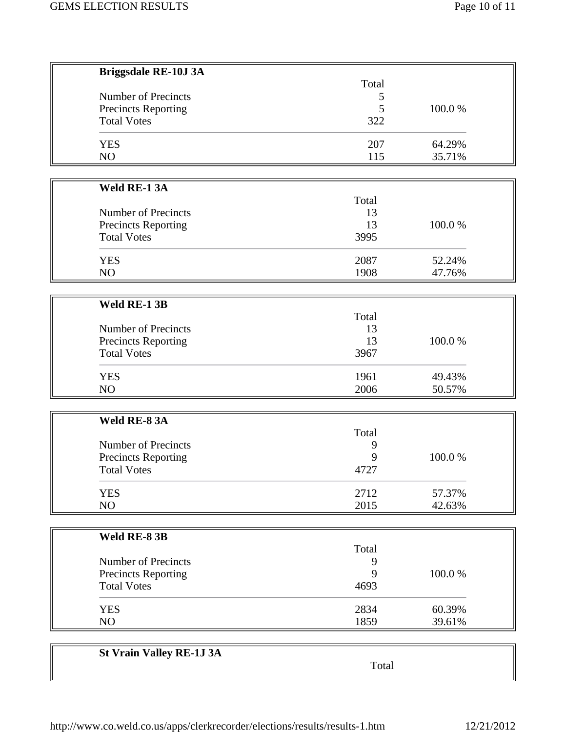**Briggsdale RE-10J 3A**

| | Total | |
|---|---|---|
| Number of Precincts | 5 | |
| Precincts Reporting | 5 | 100.0 % |
| Total Votes | 322 | |
| YES | 207 | 64.29% |
| NO | 115 | 35.71% |

**Weld RE-1 3A**

| | Total | |
|---|---|---|
| Number of Precincts | 13 | |
| Precincts Reporting | 13 | 100.0 % |
| Total Votes | 3995 | |
| YES | 2087 | 52.24% |
| NO | 1908 | 47.76% |

**Weld RE-1 3B**

| | Total | |
|---|---|---|
| Number of Precincts | 13 | |
| Precincts Reporting | 13 | 100.0 % |
| Total Votes | 3967 | |
| YES | 1961 | 49.43% |
| NO | 2006 | 50.57% |

**Weld RE-8 3A**

| | Total | |
|---|---|---|
| Number of Precincts | 9 | |
| Precincts Reporting | 9 | 100.0 % |
| Total Votes | 4727 | |
| YES | 2712 | 57.37% |
| NO | 2015 | 42.63% |

**Weld RE-8 3B**

| | Total | |
|---|---|---|
| Number of Precincts | 9 | |
| Precincts Reporting | 9 | 100.0 % |
| Total Votes | 4693 | |
| YES | 2834 | 60.39% |
| NO | 1859 | 39.61% |

**St Vrain Valley RE-1J 3A**

| | Total | |
|---|---|---|

http://www.co.weld.co.us/apps/clerkrecorder/elections/results/results-1.htm 12/21/2012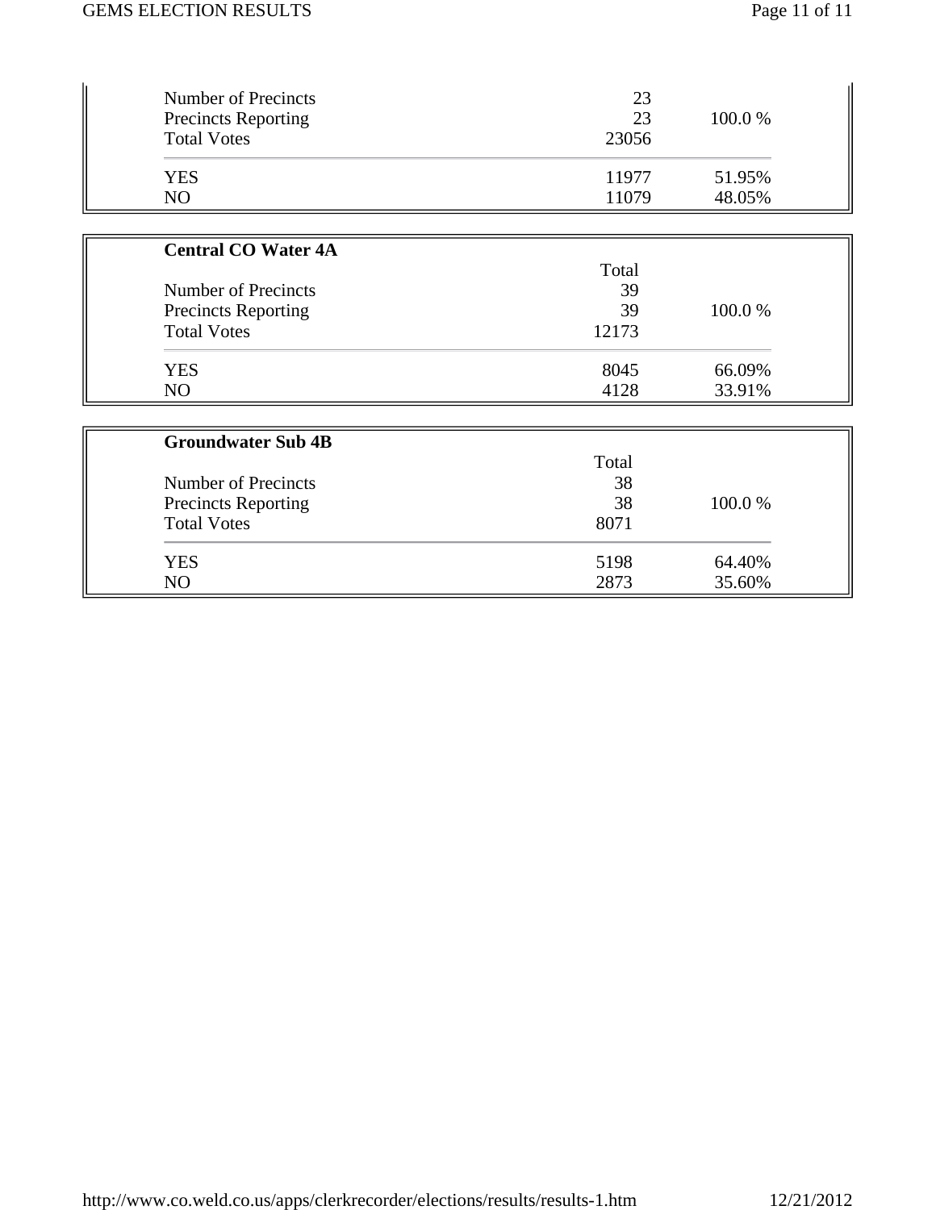| | | |
|---|---|---|
| Number of Precincts | 23 | |
| Precincts Reporting | 23 | 100.0 % |
| Total Votes | 23056 | |
| YES | 11977 | 51.95% |
| NO | 11079 | 48.05% |

**Central CO Water 4A**

| | Total | |
|---|---|---|
| Number of Precincts | 39 | |
| Precincts Reporting | 39 | 100.0 % |
| Total Votes | 12173 | |
| YES | 8045 | 66.09% |
| NO | 4128 | 33.91% |

**Groundwater Sub 4B**

| | Total | |
|---|---|---|
| Number of Precincts | 38 | |
| Precincts Reporting | 38 | 100.0 % |
| Total Votes | 8071 | |
| YES | 5198 | 64.40% |
| NO | 2873 | 35.60% |